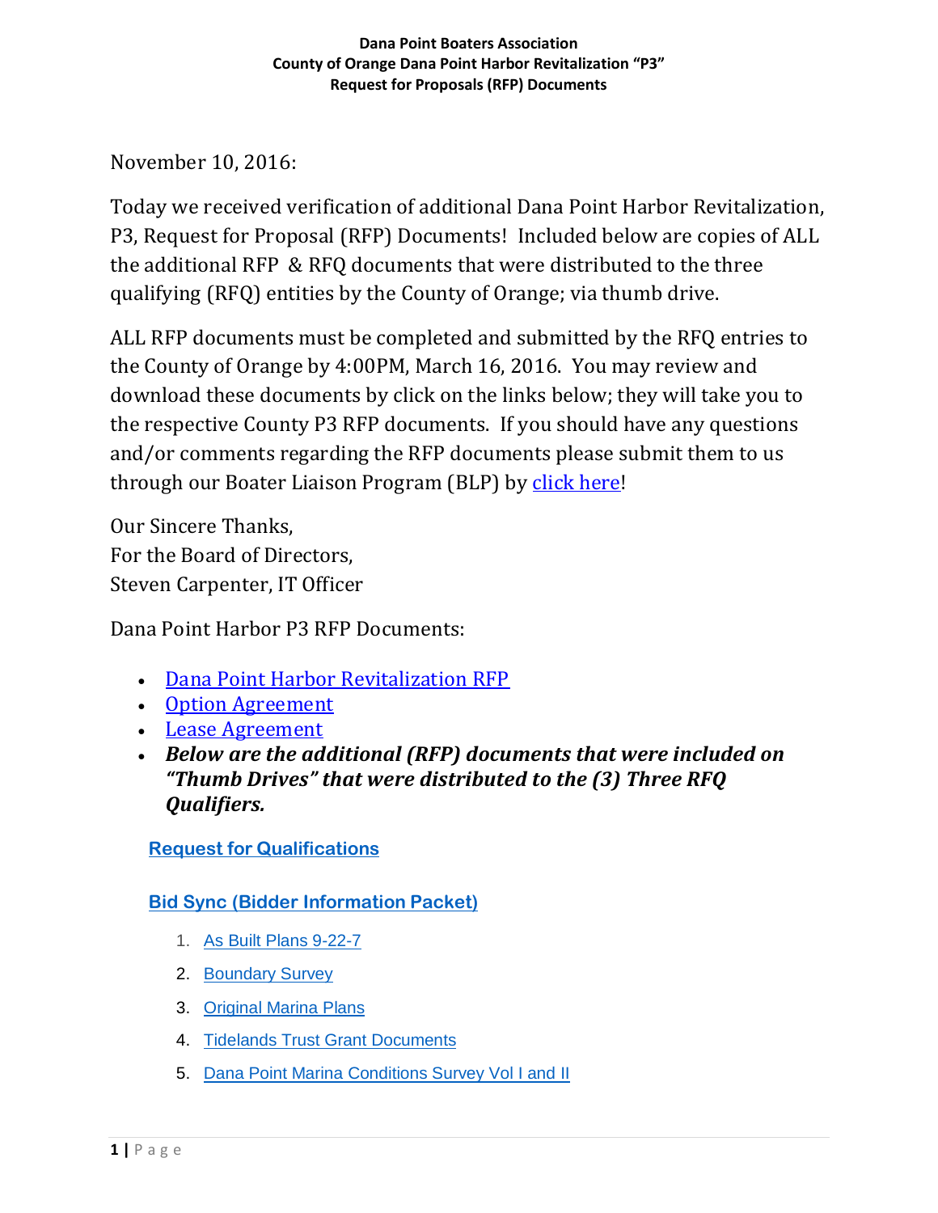**Dana Point Boaters Association**
**County of Orange Dana Point Harbor Revitalization "P3"**
**Request for Proposals (RFP) Documents**

November 10, 2016:

Today we received verification of additional Dana Point Harbor Revitalization, P3, Request for Proposal (RFP) Documents! Included below are copies of ALL the additional RFP & RFQ documents that were distributed to the three qualifying (RFQ) entities by the County of Orange; via thumb drive.

ALL RFP documents must be completed and submitted by the RFQ entries to the County of Orange by 4:00PM, March 16, 2016. You may review and download these documents by click on the links below; they will take you to the respective County P3 RFP documents. If you should have any questions and/or comments regarding the RFP documents please submit them to us through our Boater Liaison Program (BLP) by click here!

Our Sincere Thanks,
For the Board of Directors,
Steven Carpenter, IT Officer

Dana Point Harbor P3 RFP Documents:

- Dana Point Harbor Revitalization RFP
- Option Agreement
- Lease Agreement
- ***Below are the additional (RFP) documents that were included on "Thumb Drives" that were distributed to the (3) Three RFQ Qualifiers.***

**Request for Qualifications**

**Bid Sync (Bidder Information Packet)**

1. As Built Plans 9-22-7
2. Boundary Survey
3. Original Marina Plans
4. Tidelands Trust Grant Documents
5. Dana Point Marina Conditions Survey Vol I and II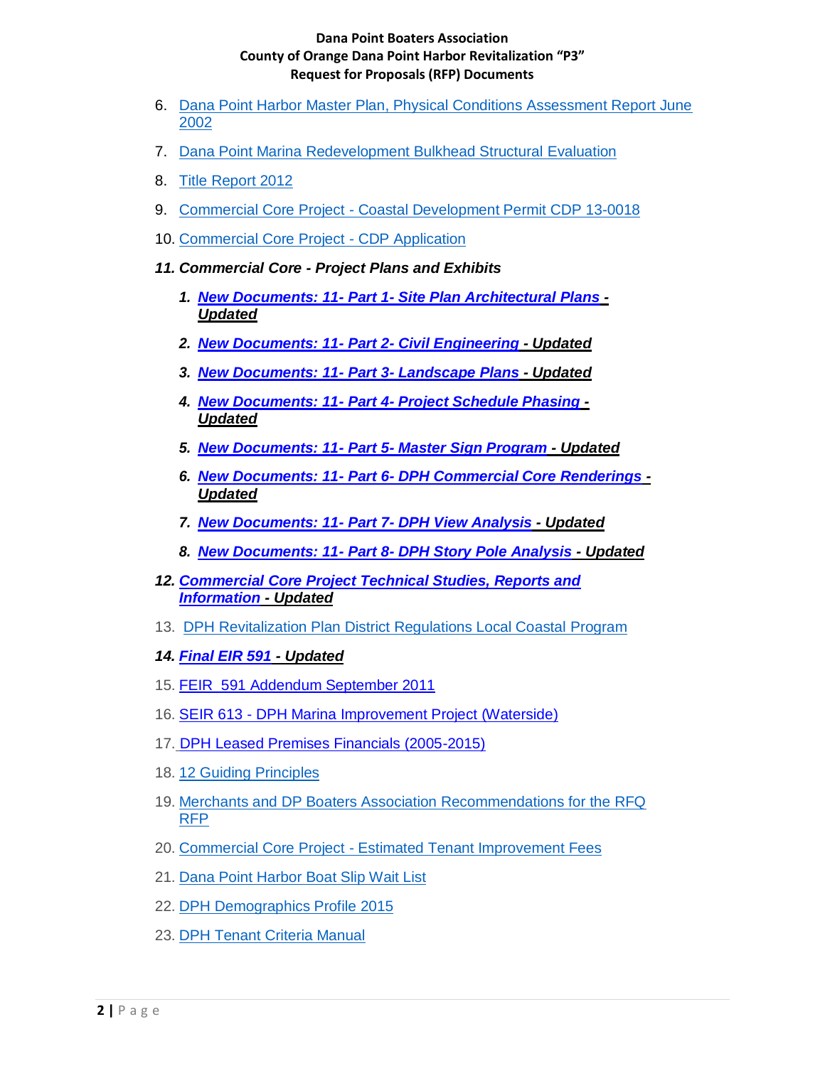6. Dana Point Harbor Master Plan, Physical Conditions Assessment Report June 2002
7. Dana Point Marina Redevelopment Bulkhead Structural Evaluation
8. Title Report 2012
9. Commercial Core Project - Coastal Development Permit CDP 13-0018
10. Commercial Core Project - CDP Application
11. ***Commercial Core - Project Plans and Exhibits***
    1. ***New Documents: 11- Part 1- Site Plan Architectural Plans - Updated***
    2. ***New Documents: 11- Part 2- Civil Engineering - Updated***
    3. ***New Documents: 11- Part 3- Landscape Plans - Updated***
    4. ***New Documents: 11- Part 4- Project Schedule Phasing - Updated***
    5. ***New Documents: 11- Part 5- Master Sign Program - Updated***
    6. ***New Documents: 11- Part 6- DPH Commercial Core Renderings - Updated***
    7. ***New Documents: 11- Part 7- DPH View Analysis - Updated***
    8. ***New Documents: 11- Part 8- DPH Story Pole Analysis - Updated***
12. ***Commercial Core Project Technical Studies, Reports and Information - Updated***
13. DPH Revitalization Plan District Regulations Local Coastal Program
14. ***Final EIR 591 - Updated***
15. FEIR 591 Addendum September 2011
16. SEIR 613 - DPH Marina Improvement Project (Waterside)
17. DPH Leased Premises Financials (2005-2015)
18. 12 Guiding Principles
19. Merchants and DP Boaters Association Recommendations for the RFQ RFP
20. Commercial Core Project - Estimated Tenant Improvement Fees
21. Dana Point Harbor Boat Slip Wait List
22. DPH Demographics Profile 2015
23. DPH Tenant Criteria Manual